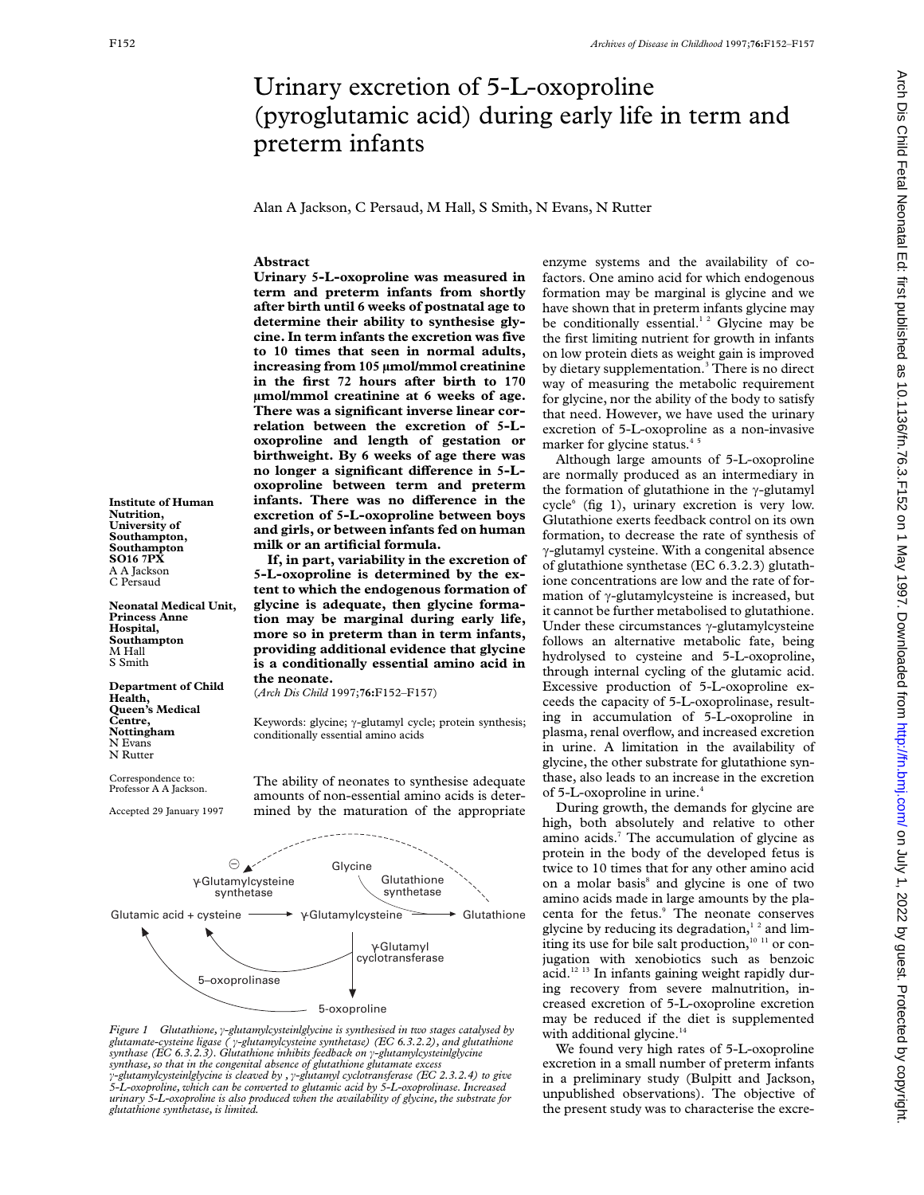# Urinary excretion of 5-L-oxoproline (pyroglutamic acid) during early life in term and preterm infants

Alan A Jackson, C Persaud, M Hall, S Smith, N Evans, N Rutter

**Institute of Human Nutrition, University of Southampton, Southampton SO16 7PX**
A A Jackson
C Persaud

**Neonatal Medical Unit, Princess Anne Hospital, Southampton**
M Hall
S Smith

**Department of Child Health, Queen's Medical Centre, Nottingham**
N Evans
N Rutter

Correspondence to: Professor A A Jackson.

Accepted 29 January 1997

## Abstract

**Urinary 5-L-oxoproline was measured in term and preterm infants from shortly after birth until 6 weeks of postnatal age to determine their ability to synthesise glycine. In term infants the excretion was five to 10 times that seen in normal adults, increasing from 105 µmol/mmol creatinine in the first 72 hours after birth to 170 µmol/mmol creatinine at 6 weeks of age. There was a significant inverse linear correlation between the excretion of 5-L-oxoproline and length of gestation or birthweight. By 6 weeks of age there was no longer a significant difference in 5-L-oxoproline between term and preterm infants. There was no difference in the excretion of 5-L-oxoproline between boys and girls, or between infants fed on human milk or an artificial formula.**

**If, in part, variability in the excretion of 5-L-oxoproline is determined by the extent to which the endogenous formation of glycine is adequate, then glycine formation may be marginal during early life, more so in preterm than in term infants, providing additional evidence that glycine is a conditionally essential amino acid in the neonate.**

(*Arch Dis Child* 1997;**76**:F152–F157)

Keywords: glycine; γ-glutamyl cycle; protein synthesis; conditionally essential amino acids

The ability of neonates to synthesise adequate amounts of non-essential amino acids is determined by the maturation of the appropriate enzyme systems and the availability of cofactors. One amino acid for which endogenous formation may be marginal is glycine and we have shown that in preterm infants glycine may be conditionally essential.[1 2] Glycine may be the first limiting nutrient for growth in infants on low protein diets as weight gain is improved by dietary supplementation.[3] There is no direct way of measuring the metabolic requirement for glycine, nor the ability of the body to satisfy that need. However, we have used the urinary excretion of 5-L-oxoproline as a non-invasive marker for glycine status.[4 5]

Although large amounts of 5-L-oxoproline are normally produced as an intermediary in the formation of glutathione in the γ-glutamyl cycle[6] (fig 1), urinary excretion is very low. Glutathione exerts feedback control on its own formation, to decrease the rate of synthesis of γ-glutamyl cysteine. With a congenital absence of glutathione synthetase (EC 6.3.2.3) glutathione concentrations are low and the rate of formation of γ-glutamylcysteine is increased, but it cannot be further metabolised to glutathione. Under these circumstances γ-glutamylcysteine follows an alternative metabolic fate, being hydrolysed to cysteine and 5-L-oxoproline, through internal cycling of the glutamic acid. Excessive production of 5-L-oxoproline exceeds the capacity of 5-L-oxoprolinase, resulting in accumulation of 5-L-oxoproline in plasma, renal overflow, and increased excretion in urine. A limitation in the availability of glycine, the other substrate for glutathione synthase, also leads to an increase in the excretion of 5-L-oxoproline in urine.[4]

During growth, the demands for glycine are high, both absolutely and relative to other amino acids.[7] The accumulation of glycine as protein in the body of the developed fetus is twice to 10 times that for any other amino acid on a molar basis[8] and glycine is one of two amino acids made in large amounts by the placenta for the fetus.[9] The neonate conserves glycine by reducing its degradation,[1 2] and limiting its use for bile salt production,[10 11] or conjugation with xenobiotics such as benzoic acid.[12 13] In infants gaining weight rapidly during recovery from severe malnutrition, increased excretion of 5-L-oxoproline excretion may be reduced if the diet is supplemented with additional glycine.[14]

We found very high rates of 5-L-oxoproline excretion in a small number of preterm infants in a preliminary study (Bulpitt and Jackson, unpublished observations). The objective of the present study was to characterise the excre-

Figure 1 diagram labels: ⊖ γ-Glutamylcysteine synthetase; Glycine; Glutathione synthetase; Glutamic acid + cysteine → γ-Glutamylcysteine → Glutathione; γ-Glutamyl cyclotransferase; 5–oxoprolinase; 5-oxoproline

*Figure 1 Glutathione, γ-glutamylcysteinlglycine is synthesised in two stages catalysed by glutamate-cysteine ligase ( γ-glutamylcysteine synthetase) (EC 6.3.2.2), and glutathione synthase (EC 6.3.2.3). Glutathione inhibits feedback on γ-glutamylcysteinlglycine synthase, so that in the congenital absence of glutathione glutamate excess γ-glutamylcysteinlglycine is cleaved by , γ-glutamyl cyclotransferase (EC 2.3.2.4) to give 5-L-oxoproline, which can be converted to glutamic acid by 5-L-oxoprolinase. Increased urinary 5-L-oxoproline is also produced when the availability of glycine, the substrate for glutathione synthetase, is limited.*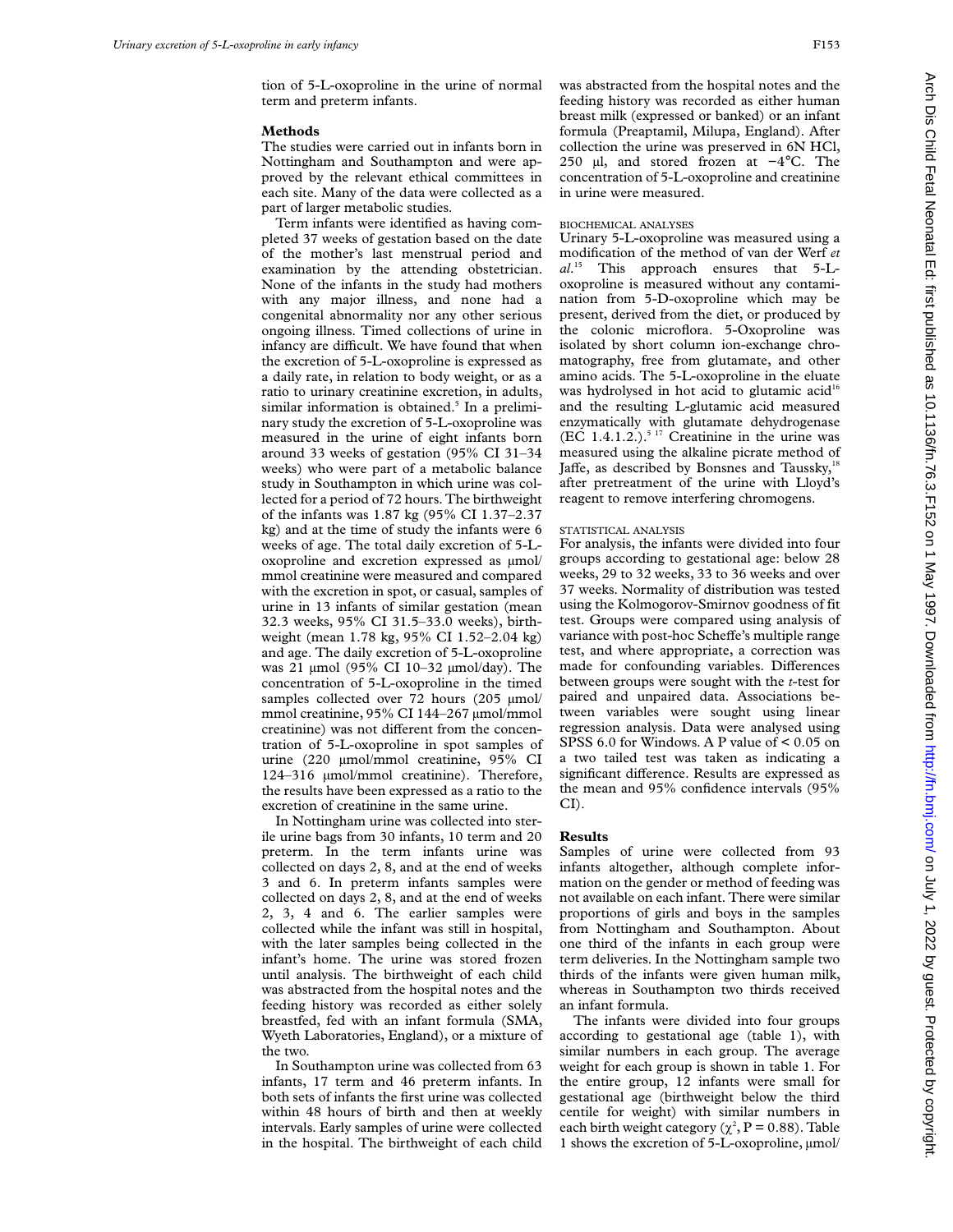tion of 5-L-oxoproline in the urine of normal term and preterm infants.

## Methods

The studies were carried out in infants born in Nottingham and Southampton and were approved by the relevant ethical committees in each site. Many of the data were collected as a part of larger metabolic studies.

Term infants were identified as having completed 37 weeks of gestation based on the date of the mother's last menstrual period and examination by the attending obstetrician. None of the infants in the study had mothers with any major illness, and none had a congenital abnormality nor any other serious ongoing illness. Timed collections of urine in infancy are difficult. We have found that when the excretion of 5-L-oxoproline is expressed as a daily rate, in relation to body weight, or as a ratio to urinary creatinine excretion, in adults, similar information is obtained.[5] In a preliminary study the excretion of 5-L-oxoproline was measured in the urine of eight infants born around 33 weeks of gestation (95% CI 31–34 weeks) who were part of a metabolic balance study in Southampton in which urine was collected for a period of 72 hours. The birthweight of the infants was 1.87 kg (95% CI 1.37–2.37 kg) and at the time of study the infants were 6 weeks of age. The total daily excretion of 5-L-oxoproline and excretion expressed as μmol/mmol creatinine were measured and compared with the excretion in spot, or casual, samples of urine in 13 infants of similar gestation (mean 32.3 weeks, 95% CI 31.5–33.0 weeks), birthweight (mean 1.78 kg, 95% CI 1.52–2.04 kg) and age. The daily excretion of 5-L-oxoproline was 21 μmol (95% CI 10–32 μmol/day). The concentration of 5-L-oxoproline in the timed samples collected over 72 hours (205 μmol/mmol creatinine, 95% CI 144–267 μmol/mmol creatinine) was not different from the concentration of 5-L-oxoproline in spot samples of urine (220 μmol/mmol creatinine, 95% CI 124–316 μmol/mmol creatinine). Therefore, the results have been expressed as a ratio to the excretion of creatinine in the same urine.

In Nottingham urine was collected into sterile urine bags from 30 infants, 10 term and 20 preterm. In the term infants urine was collected on days 2, 8, and at the end of weeks 3 and 6. In preterm infants samples were collected on days 2, 8, and at the end of weeks 2, 3, 4 and 6. The earlier samples were collected while the infant was still in hospital, with the later samples being collected in the infant's home. The urine was stored frozen until analysis. The birthweight of each child was abstracted from the hospital notes and the feeding history was recorded as either solely breastfed, fed with an infant formula (SMA, Wyeth Laboratories, England), or a mixture of the two.

In Southampton urine was collected from 63 infants, 17 term and 46 preterm infants. In both sets of infants the first urine was collected within 48 hours of birth and then at weekly intervals. Early samples of urine were collected in the hospital. The birthweight of each child was abstracted from the hospital notes and the feeding history was recorded as either human breast milk (expressed or banked) or an infant formula (Preaptamil, Milupa, England). After collection the urine was preserved in 6N HCl, 250 μl, and stored frozen at −4°C. The concentration of 5-L-oxoproline and creatinine in urine were measured.

### BIOCHEMICAL ANALYSES

Urinary 5-L-oxoproline was measured using a modification of the method of van der Werf *et al*.[15] This approach ensures that 5-L-oxoproline is measured without any contamination from 5-D-oxoproline which may be present, derived from the diet, or produced by the colonic microflora. 5-Oxoproline was isolated by short column ion-exchange chromatography, free from glutamate, and other amino acids. The 5-L-oxoproline in the eluate was hydrolysed in hot acid to glutamic acid[16] and the resulting L-glutamic acid measured enzymatically with glutamate dehydrogenase (EC 1.4.1.2.).[5,17] Creatinine in the urine was measured using the alkaline picrate method of Jaffe, as described by Bonsnes and Taussky,[18] after pretreatment of the urine with Lloyd's reagent to remove interfering chromogens.

### STATISTICAL ANALYSIS

For analysis, the infants were divided into four groups according to gestational age: below 28 weeks, 29 to 32 weeks, 33 to 36 weeks and over 37 weeks. Normality of distribution was tested using the Kolmogorov-Smirnov goodness of fit test. Groups were compared using analysis of variance with post-hoc Scheffe's multiple range test, and where appropriate, a correction was made for confounding variables. Differences between groups were sought with the *t*-test for paired and unpaired data. Associations between variables were sought using linear regression analysis. Data were analysed using SPSS 6.0 for Windows. A P value of $< 0.05$ on a two tailed test was taken as indicating a significant difference. Results are expressed as the mean and 95% confidence intervals (95% CI).

## Results

Samples of urine were collected from 93 infants altogether, although complete information on the gender or method of feeding was not available on each infant. There were similar proportions of girls and boys in the samples from Nottingham and Southampton. About one third of the infants in each group were term deliveries. In the Nottingham sample two thirds of the infants were given human milk, whereas in Southampton two thirds received an infant formula.

The infants were divided into four groups according to gestational age (table 1), with similar numbers in each group. The average weight for each group is shown in table 1. For the entire group, 12 infants were small for gestational age (birthweight below the third centile for weight) with similar numbers in each birth weight category ($\chi^2$, P = 0.88). Table 1 shows the excretion of 5-L-oxoproline, μmol/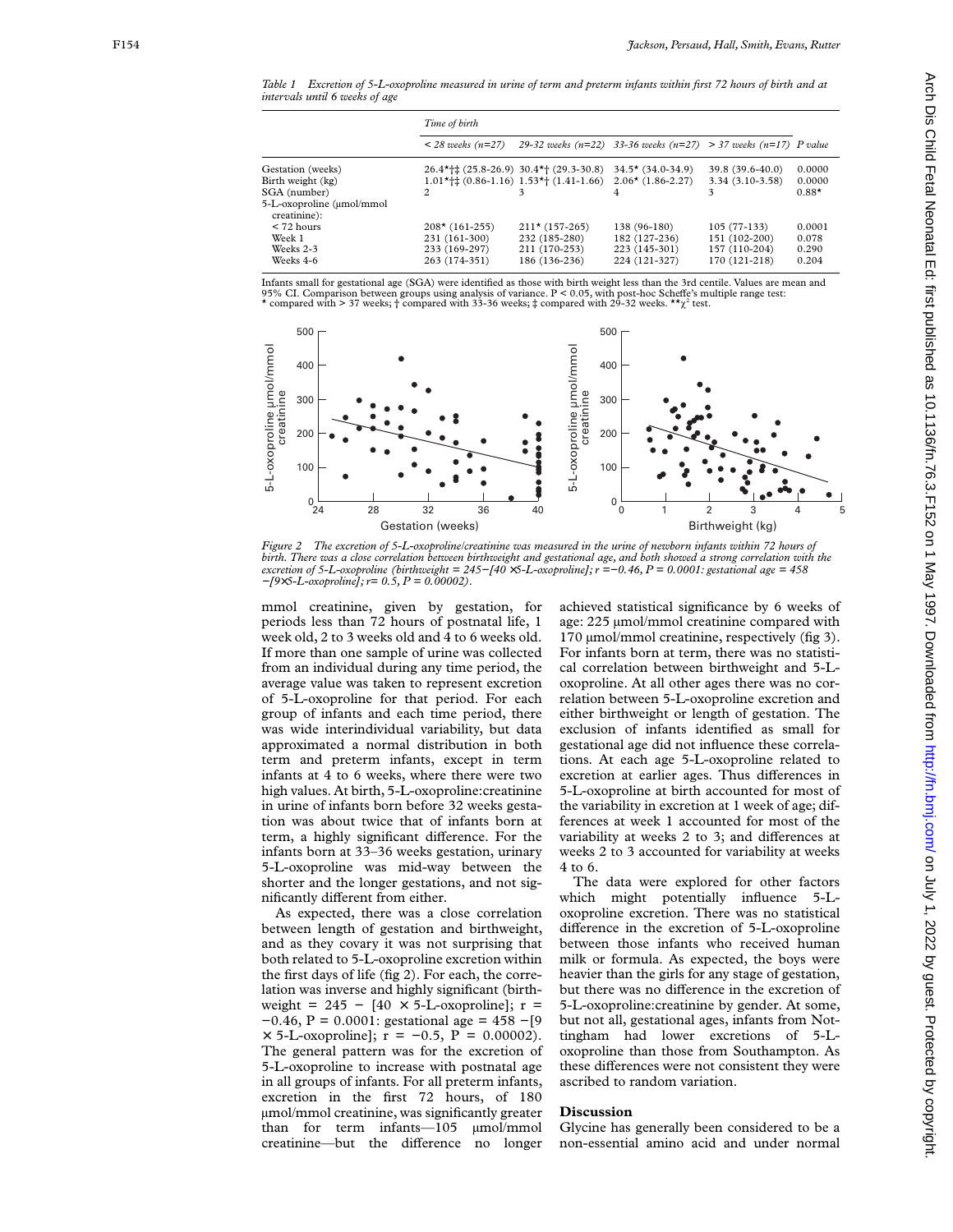*Table 1 Excretion of 5-L-oxoproline measured in urine of term and preterm infants within first 72 hours of birth and at intervals until 6 weeks of age*

| | Time of birth | | | | |
|---|---|---|---|---|---|
| | < 28 weeks (n=27) | 29-32 weeks (n=22) | 33-36 weeks (n=27) | > 37 weeks (n=17) | P value |
| Gestation (weeks) | 26.4*†‡ (25.8-26.9) | 30.4*† (29.3-30.8) | 34.5* (34.0-34.9) | 39.8 (39.6-40.0) | 0.0000 |
| Birth weight (kg) | 1.01*†‡ (0.86-1.16) | 1.53*† (1.41-1.66) | 2.06* (1.86-2.27) | 3.34 (3.10-3.58) | 0.0000 |
| SGA (number) | 2 | 3 | 4 | 3 | 0.88* |
| 5-L-oxoproline (μmol/mmol creatinine): | | | | | |
| < 72 hours | 208* (161-255) | 211* (157-265) | 138 (96-180) | 105 (77-133) | 0.0001 |
| Week 1 | 231 (161-300) | 232 (185-280) | 182 (127-236) | 151 (102-200) | 0.078 |
| Weeks 2-3 | 233 (169-297) | 211 (170-253) | 223 (145-301) | 157 (110-204) | 0.290 |
| Weeks 4-6 | 263 (174-351) | 186 (136-236) | 224 (121-327) | 170 (121-218) | 0.204 |

Infants small for gestational age (SGA) were identified as those with birth weight less than the 3rd centile. Values are mean and 95% CI. Comparison between groups using analysis of variance. P < 0.05, with post-hoc Scheffe's multiple range test: * compared with > 37 weeks; † compared with 33-36 weeks; ‡ compared with 29-32 weeks. **$\chi^2$ test.

*Figure 2 The excretion of 5-L-oxoproline/creatinine was measured in the urine of newborn infants within 72 hours of birth. There was a close correlation between birthweight and gestational age, and both showed a strong correlation with the excretion of 5-L-oxoproline (birthweight = 245−[40 × 5-L-oxoproline]; r = −0.46, P = 0.0001: gestational age = 458 −[9×5-L-oxoproline]; r= 0.5, P = 0.00002).*

mmol creatinine, given by gestation, for periods less than 72 hours of postnatal life, 1 week old, 2 to 3 weeks old and 4 to 6 weeks old. If more than one sample of urine was collected from an individual during any time period, the average value was taken to represent excretion of 5-L-oxoproline for that period. For each group of infants and each time period, there was wide interindividual variability, but data approximated a normal distribution in both term and preterm infants, except in term infants at 4 to 6 weeks, where there were two high values. At birth, 5-L-oxoproline:creatinine in urine of infants born before 32 weeks gestation was about twice that of infants born at term, a highly significant difference. For the infants born at 33–36 weeks gestation, urinary 5-L-oxoproline was mid-way between the shorter and the longer gestations, and not significantly different from either.

As expected, there was a close correlation between length of gestation and birthweight, and as they covary it was not surprising that both related to 5-L-oxoproline excretion within the first days of life (fig 2). For each, the correlation was inverse and highly significant (birthweight = 245 − [40 × 5-L-oxoproline]; r = −0.46, P = 0.0001: gestational age = 458 −[9 × 5-L-oxoproline]; r = −0.5, P = 0.00002). The general pattern was for the excretion of 5-L-oxoproline to increase with postnatal age in all groups of infants. For all preterm infants, excretion in the first 72 hours, of 180 μmol/mmol creatinine, was significantly greater than for term infants—105 μmol/mmol creatinine—but the difference no longer achieved statistical significance by 6 weeks of age: 225 μmol/mmol creatinine compared with 170 μmol/mmol creatinine, respectively (fig 3). For infants born at term, there was no statistical correlation between birthweight and 5-L-oxoproline. At all other ages there was no correlation between 5-L-oxoproline excretion and either birthweight or length of gestation. The exclusion of infants identified as small for gestational age did not influence these correlations. At each age 5-L-oxoproline related to excretion at earlier ages. Thus differences in 5-L-oxoproline at birth accounted for most of the variability in excretion at 1 week of age; differences at week 1 accounted for most of the variability at weeks 2 to 3; and differences at weeks 2 to 3 accounted for variability at weeks 4 to 6.

The data were explored for other factors which might potentially influence 5-L-oxoproline excretion. There was no statistical difference in the excretion of 5-L-oxoproline between those infants who received human milk or formula. As expected, the boys were heavier than the girls for any stage of gestation, but there was no difference in the excretion of 5-L-oxoproline:creatinine by gender. At some, but not all, gestational ages, infants from Nottingham had lower excretions of 5-L-oxoproline than those from Southampton. As these differences were not consistent they were ascribed to random variation.

## Discussion

Glycine has generally been considered to be a non-essential amino acid and under normal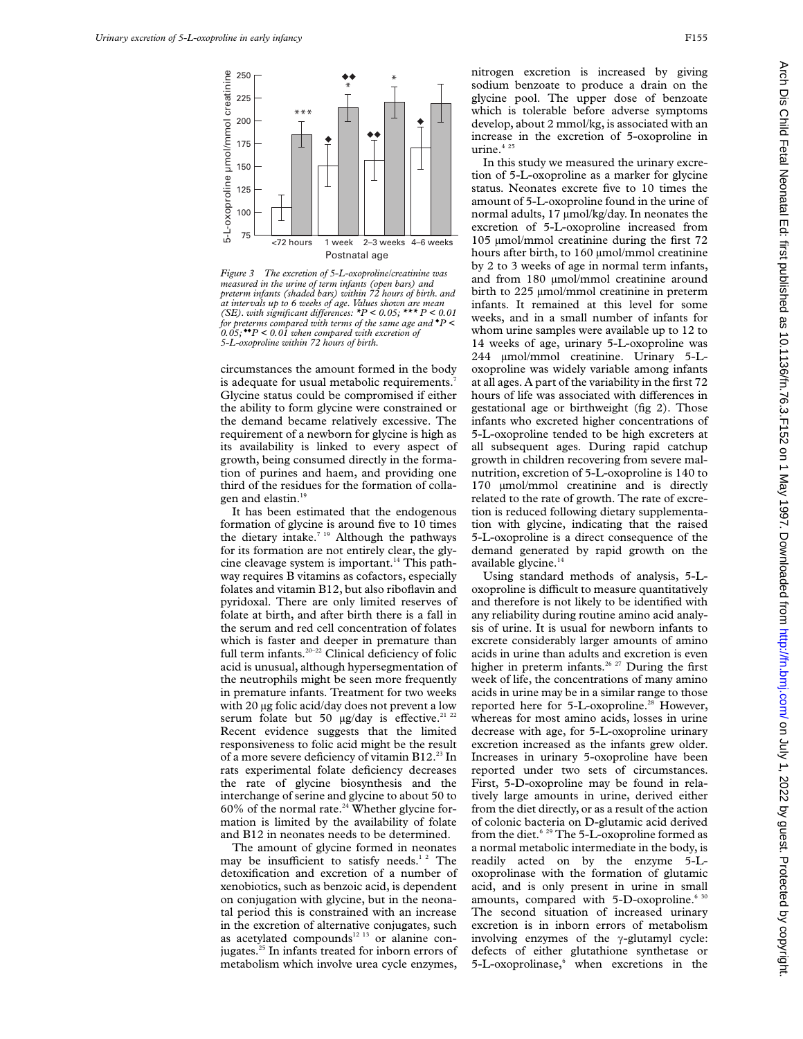Figure 3 The excretion of 5-L-oxoproline/creatinine was measured in the urine of term infants (open bars) and preterm infants (shaded bars) within 72 hours of birth. and at intervals up to 6 weeks of age. Values shown are mean (SE). with significant differences: *P < 0.05; *** P < 0.01 for preterms compared with terms of the same age and ◆P < 0.05; ◆◆P < 0.01 when compared with excretion of 5-L-oxoproline within 72 hours of birth.

circumstances the amount formed in the body is adequate for usual metabolic requirements.[7] Glycine status could be compromised if either the ability to form glycine were constrained or the demand became relatively excessive. The requirement of a newborn for glycine is high as its availability is linked to every aspect of growth, being consumed directly in the formation of purines and haem, and providing one third of the residues for the formation of collagen and elastin.[19]

It has been estimated that the endogenous formation of glycine is around five to 10 times the dietary intake.[7,19] Although the pathways for its formation are not entirely clear, the glycine cleavage system is important.[14] This pathway requires B vitamins as cofactors, especially folates and vitamin B12, but also riboflavin and pyridoxal. There are only limited reserves of folate at birth, and after birth there is a fall in the serum and red cell concentration of folates which is faster and deeper in premature than full term infants.[20–22] Clinical deficiency of folic acid is unusual, although hypersegmentation of the neutrophils might be seen more frequently in premature infants. Treatment for two weeks with 20 μg folic acid/day does not prevent a low serum folate but 50 μg/day is effective.[21,22] Recent evidence suggests that the limited responsiveness to folic acid might be the result of a more severe deficiency of vitamin B12.[23] In rats experimental folate deficiency decreases the rate of glycine biosynthesis and the interchange of serine and glycine to about 50 to 60% of the normal rate.[24] Whether glycine formation is limited by the availability of folate and B12 in neonates needs to be determined.

The amount of glycine formed in neonates may be insufficient to satisfy needs.[1,2] The detoxification and excretion of a number of xenobiotics, such as benzoic acid, is dependent on conjugation with glycine, but in the neonatal period this is constrained with an increase in the excretion of alternative conjugates, such as acetylated compounds[12,13] or alanine conjugates.[25] In infants treated for inborn errors of metabolism which involve urea cycle enzymes, nitrogen excretion is increased by giving sodium benzoate to produce a drain on the glycine pool. The upper dose of benzoate which is tolerable before adverse symptoms develop, about 2 mmol/kg, is associated with an increase in the excretion of 5-oxoproline in urine.[4,25]

In this study we measured the urinary excretion of 5-L-oxoproline as a marker for glycine status. Neonates excrete five to 10 times the amount of 5-L-oxoproline found in the urine of normal adults, 17 μmol/kg/day. In neonates the excretion of 5-L-oxoproline increased from 105 μmol/mmol creatinine during the first 72 hours after birth, to 160 μmol/mmol creatinine by 2 to 3 weeks of age in normal term infants, and from 180 μmol/mmol creatinine around birth to 225 μmol/mmol creatinine in preterm infants. It remained at this level for some weeks, and in a small number of infants for whom urine samples were available up to 12 to 14 weeks of age, urinary 5-L-oxoproline was 244 μmol/mmol creatinine. Urinary 5-L-oxoproline was widely variable among infants at all ages. A part of the variability in the first 72 hours of life was associated with differences in gestational age or birthweight (fig 2). Those infants who excreted higher concentrations of 5-L-oxoproline tended to be high excreters at all subsequent ages. During rapid catchup growth in children recovering from severe malnutrition, excretion of 5-L-oxoproline is 140 to 170 μmol/mmol creatinine and is directly related to the rate of growth. The rate of excretion is reduced following dietary supplementation with glycine, indicating that the raised 5-L-oxoproline is a direct consequence of the demand generated by rapid growth on the available glycine.[14]

Using standard methods of analysis, 5-L-oxoproline is difficult to measure quantitatively and therefore is not likely to be identified with any reliability during routine amino acid analysis of urine. It is usual for newborn infants to excrete considerably larger amounts of amino acids in urine than adults and excretion is even higher in preterm infants.[26,27] During the first week of life, the concentrations of many amino acids in urine may be in a similar range to those reported here for 5-L-oxoproline.[28] However, whereas for most amino acids, losses in urine decrease with age, for 5-L-oxoproline urinary excretion increased as the infants grew older. Increases in urinary 5-oxoproline have been reported under two sets of circumstances. First, 5-D-oxoproline may be found in relatively large amounts in urine, derived either from the diet directly, or as a result of the action of colonic bacteria on D-glutamic acid derived from the diet.[6,29] The 5-L-oxoproline formed as a normal metabolic intermediate in the body, is readily acted on by the enzyme 5-L-oxoprolinase with the formation of glutamic acid, and is only present in urine in small amounts, compared with 5-D-oxoproline.[6,30] The second situation of increased urinary excretion is in inborn errors of metabolism involving enzymes of the γ-glutamyl cycle: defects of either glutathione synthetase or 5-L-oxoprolinase,[6] when excretions in the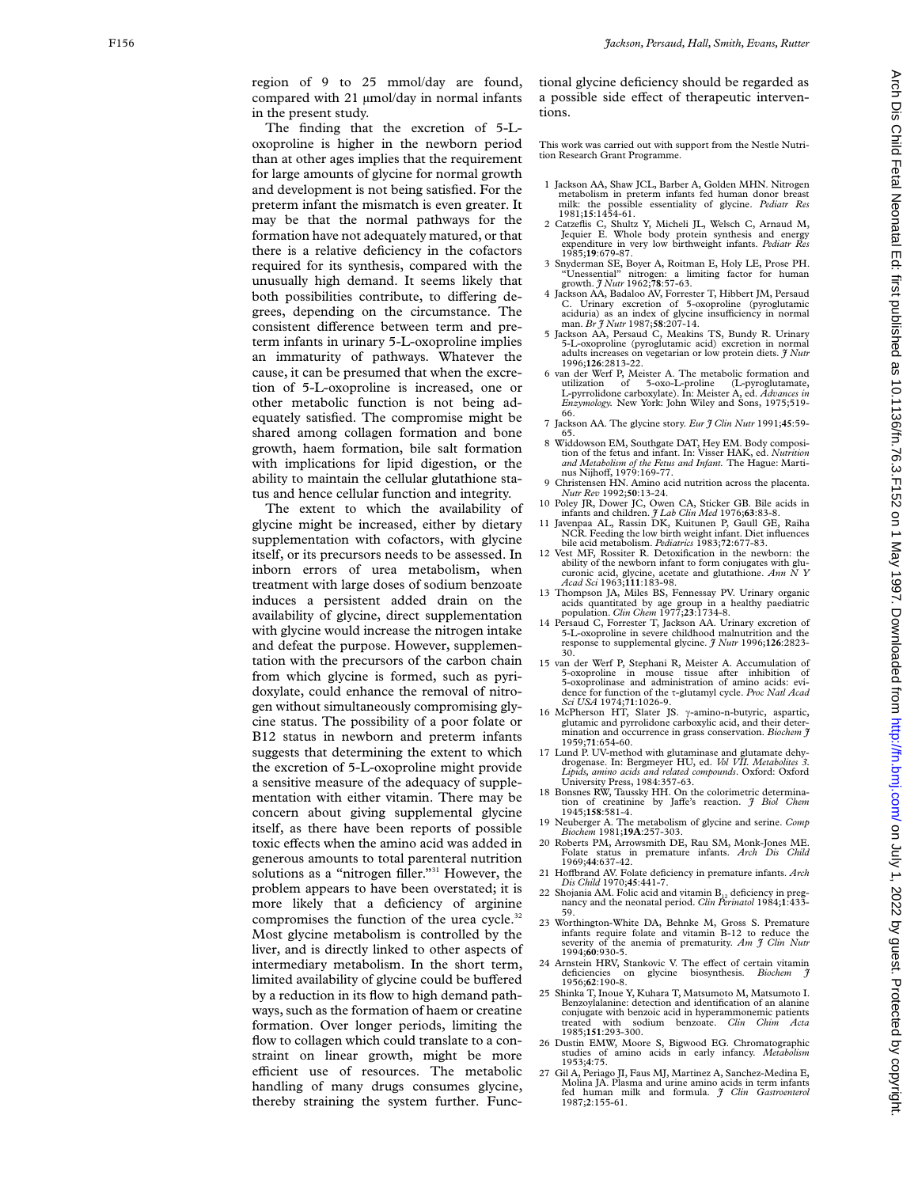region of 9 to 25 mmol/day are found, compared with 21 μmol/day in normal infants in the present study.

The finding that the excretion of 5-L-oxoproline is higher in the newborn period than at other ages implies that the requirement for large amounts of glycine for normal growth and development is not being satisfied. For the preterm infant the mismatch is even greater. It may be that the normal pathways for the formation have not adequately matured, or that there is a relative deficiency in the cofactors required for its synthesis, compared with the unusually high demand. It seems likely that both possibilities contribute, to differing degrees, depending on the circumstance. The consistent difference between term and preterm infants in urinary 5-L-oxoproline implies an immaturity of pathways. Whatever the cause, it can be presumed that when the excretion of 5-L-oxoproline is increased, one or other metabolic function is not being adequately satisfied. The compromise might be shared among collagen formation and bone growth, haem formation, bile salt formation with implications for lipid digestion, or the ability to maintain the cellular glutathione status and hence cellular function and integrity.

The extent to which the availability of glycine might be increased, either by dietary supplementation with cofactors, with glycine itself, or its precursors needs to be assessed. In inborn errors of urea metabolism, when treatment with large doses of sodium benzoate induces a persistent added drain on the availability of glycine, direct supplementation with glycine would increase the nitrogen intake and defeat the purpose. However, supplementation with the precursors of the carbon chain from which glycine is formed, such as pyridoxylate, could enhance the removal of nitrogen without simultaneously compromising glycine status. The possibility of a poor folate or B12 status in newborn and preterm infants suggests that determining the extent to which the excretion of 5-L-oxoproline might provide a sensitive measure of the adequacy of supplementation with either vitamin. There may be concern about giving supplemental glycine itself, as there have been reports of possible toxic effects when the amino acid was added in generous amounts to total parenteral nutrition solutions as a "nitrogen filler."[31] However, the problem appears to have been overstated; it is more likely that a deficiency of arginine compromises the function of the urea cycle.[32] Most glycine metabolism is controlled by the liver, and is directly linked to other aspects of intermediary metabolism. In the short term, limited availability of glycine could be buffered by a reduction in its flow to high demand pathways, such as the formation of haem or creatine formation. Over longer periods, limiting the flow to collagen which could translate to a constraint on linear growth, might be more efficient use of resources. The metabolic handling of many drugs consumes glycine, thereby straining the system further. Functional glycine deficiency should be regarded as a possible side effect of therapeutic interventions.

This work was carried out with support from the Nestle Nutrition Research Grant Programme.

1. Jackson AA, Shaw JCL, Barber A, Golden MHN. Nitrogen metabolism in preterm infants fed human donor breast milk: the possible essentiality of glycine. *Pediatr Res* 1981;**15**:1454-61.
2. Catzeflis C, Shultz Y, Micheli JL, Welsch C, Arnaud M, Jequier E. Whole body protein synthesis and energy expenditure in very low birthweight infants. *Pediatr Res* 1985;**19**:679-87.
3. Snyderman SE, Boyer A, Roitman E, Holy LE, Prose PH. "Unessential" nitrogen: a limiting factor for human growth. *J Nutr* 1962;**78**:57-63.
4. Jackson AA, Badaloo AV, Forrester T, Hibbert JM, Persaud C. Urinary excretion of 5-oxoproline (pyroglutamic aciduria) as an index of glycine insufficiency in normal man. *Br J Nutr* 1987;**58**:207-14.
5. Jackson AA, Persaud C, Meakins TS, Bundy R. Urinary 5-L-oxoproline (pyroglutamic acid) excretion in normal adults increases on vegetarian or low protein diets. *J Nutr* 1996;**126**:2813-22.
6. van der Werf P, Meister A. The metabolic formation and utilization of 5-oxo-L-proline (L-pyroglutamate, L-pyrrolidone carboxylate). In: Meister A, ed. *Advances in Enzymology.* New York: John Wiley and Sons, 1975;519-66.
7. Jackson AA. The glycine story. *Eur J Clin Nutr* 1991;**45**:59-65.
8. Widdowson EM, Southgate DAT, Hey EM. Body composition of the fetus and infant. In: Visser HAK, ed. *Nutrition and Metabolism of the Fetus and Infant.* The Hague: Martinus Nijhoff, 1979:169-77.
9. Christensen HN. Amino acid nutrition across the placenta. *Nutr Rev* 1992;**50**:13-24.
10. Poley JR, Dower JC, Owen CA, Sticker GB. Bile acids in infants and children. *J Lab Clin Med* 1976;**63**:83-8.
11. Javenpaa AL, Rassin DK, Kuitunen P, Gaull GE, Raiha NCR. Feeding the low birth weight infant. Diet influences bile acid metabolism. *Pediatrics* 1983;**72**:677-83.
12. Vest MF, Rossiter R. Detoxification in the newborn: the ability of the newborn infant to form conjugates with glucuronic acid, glycine, acetate and glutathione. *Ann N Y Acad Sci* 1963;**111**:183-98.
13. Thompson JA, Miles BS, Fennessay PV. Urinary organic acids quantitated by age group in a healthy paediatric population. *Clin Chem* 1977;**23**:1734-8.
14. Persaud C, Forrester T, Jackson AA. Urinary excretion of 5-L-oxoproline in severe childhood malnutrition and the response to supplemental glycine. *J Nutr* 1996;**126**:2823-30.
15. van der Werf P, Stephani R, Meister A. Accumulation of 5-oxoproline in mouse tissue after inhibition of 5-oxoprolinase and administration of amino acids: evidence for function of the γ-glutamyl cycle. *Proc Natl Acad Sci USA* 1974;**71**:1026-9.
16. McPherson HT, Slater JS. γ-amino-n-butyric, aspartic, glutamic and pyrrolidone carboxylic acid, and their determination and occurrence in grass conservation. *Biochem J* 1959;**71**:654-60.
17. Lund P. UV-method with glutaminase and glutamate dehydrogenase. In: Bergmeyer HU, ed. *Vol VII. Metabolites 3. Lipids, amino acids and related compounds*. Oxford: Oxford University Press, 1984:357-63.
18. Bonsnes RW, Taussky HH. On the colorimetric determination of creatinine by Jaffe's reaction. *J Biol Chem* 1945;**158**:581-4.
19. Neuberger A. The metabolism of glycine and serine. *Comp Biochem* 1981;**19A**:257-303.
20. Roberts PM, Arrowsmith DE, Rau SM, Monk-Jones ME. Folate status in premature infants. *Arch Dis Child* 1969;**44**:637-42.
21. Hoffbrand AV. Folate deficiency in premature infants. *Arch Dis Child* 1970;**45**:441-7.
22. Shojania AM. Folic acid and vitamin $B_{12}$ deficiency in pregnancy and the neonatal period. *Clin Perinatol* 1984;**1**:433-59.
23. Worthington-White DA, Behnke M, Gross S. Premature infants require folate and vitamin B-12 to reduce the severity of the anemia of prematurity. *Am J Clin Nutr* 1994;**60**:930-5.
24. Arnstein HRV, Stankovic V. The effect of certain vitamin deficiencies on glycine biosynthesis. *Biochem J* 1956;**62**:190-8.
25. Shinka T, Inoue Y, Kuhara T, Matsumoto M, Matsumoto I. Benzoylalanine: detection and identification of an alanine conjugate with benzoic acid in hyperammonemic patients treated with sodium benzoate. *Clin Chim Acta* 1985;**151**:293-300.
26. Dustin EMW, Moore S, Bigwood EG. Chromatographic studies of amino acids in early infancy. *Metabolism* 1953;**4**:75.
27. Gil A, Periago JI, Faus MJ, Martinez A, Sanchez-Medina E, Molina JA. Plasma and urine amino acids in term infants fed human milk and formula. *J Clin Gastroenterol* 1987;**2**:155-61.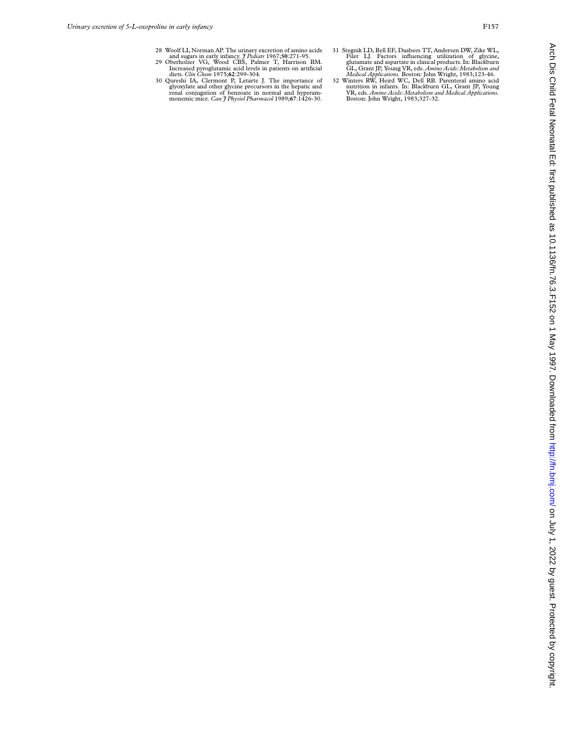28 Woolf LI, Norman AP. The urinary excretion of amino acids and sugars in early infancy. *J Pediatr* 1967;**50**:271-95.

29 Oberholzer VG, Wood CBS, Palmer T, Harrison BM. Increased pyroglutamic acid levels in patients on artificial diets. *Clin Chem* 1975;**62**:299-304.

30 Qureshi IA, Clermont P, Letarte J. The importance of glyoxylate and other glycine precursors in the hepatic and renal conjugation of benzoate in normal and hyperammonemic mice. *Can J Physiol Pharmacol* 1989;**67**:1426-30.

31 Stegnik LD, Bell EF, Daabees TT, Andersen DW, Zike WL, Filer LJ. Factors influencing utilization of glycine, glutamate and aspartate in clinical products. In: Blackburn GL, Grant JP, Young VR, eds. *Amino Acids: Metabolism and Medical Applications.* Boston: John Wright, 1983;123-46.

32 Winters RW, Heird WC, Dell RB. Parenteral amino acid nutrition in infants. In: Blackburn GL, Grant JP, Young VR, eds. *Amino Acids: Metabolism and Medical Applications.* Boston: John Wright, 1983;327-32.